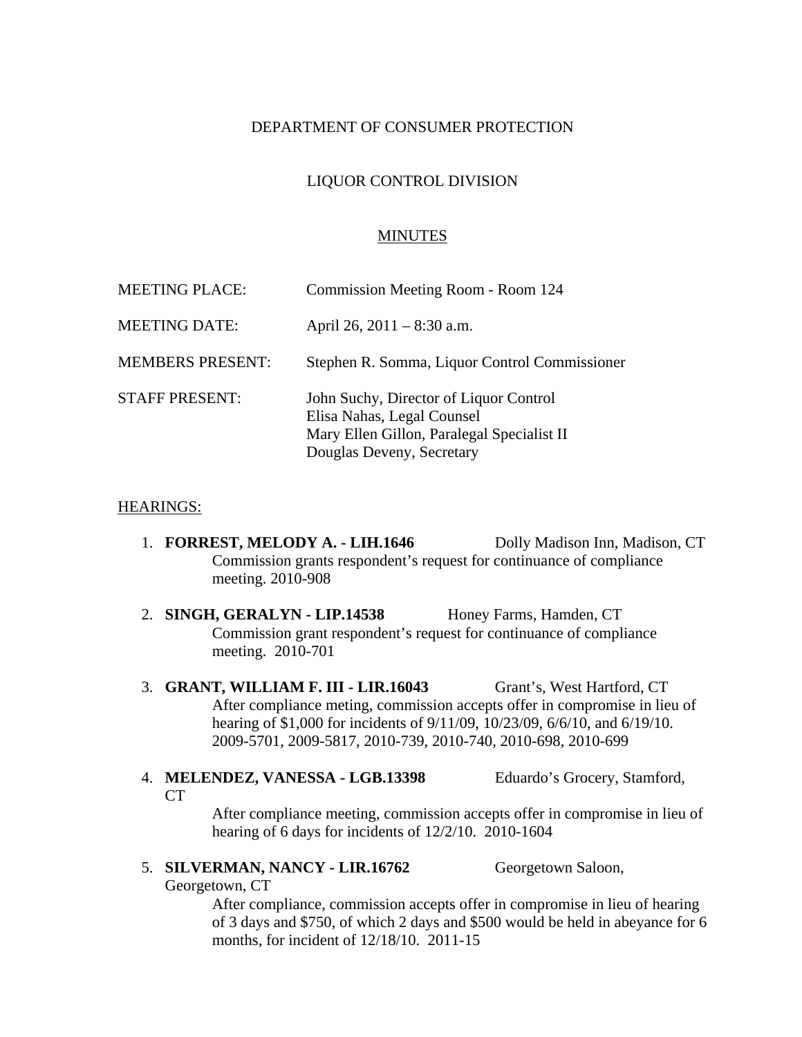DEPARTMENT OF CONSUMER PROTECTION

LIQUOR CONTROL DIVISION

MINUTES

MEETING PLACE: Commission Meeting Room - Room 124

MEETING DATE: April 26, 2011 – 8:30 a.m.

MEMBERS PRESENT: Stephen R. Somma, Liquor Control Commissioner

STAFF PRESENT: John Suchy, Director of Liquor Control
Elisa Nahas, Legal Counsel
Mary Ellen Gillon, Paralegal Specialist II
Douglas Deveny, Secretary

HEARINGS:

1. **FORREST, MELODY A. - LIH.1646** Dolly Madison Inn, Madison, CT
   Commission grants respondent's request for continuance of compliance meeting. 2010-908

2. **SINGH, GERALYN - LIP.14538** Honey Farms, Hamden, CT
   Commission grant respondent's request for continuance of compliance meeting. 2010-701

3. **GRANT, WILLIAM F. III - LIR.16043** Grant's, West Hartford, CT
   After compliance meting, commission accepts offer in compromise in lieu of hearing of $1,000 for incidents of 9/11/09, 10/23/09, 6/6/10, and 6/19/10. 2009-5701, 2009-5817, 2010-739, 2010-740, 2010-698, 2010-699

4. **MELENDEZ, VANESSA - LGB.13398** Eduardo's Grocery, Stamford, CT
   After compliance meeting, commission accepts offer in compromise in lieu of hearing of 6 days for incidents of 12/2/10. 2010-1604

5. **SILVERMAN, NANCY - LIR.16762** Georgetown Saloon, Georgetown, CT
   After compliance, commission accepts offer in compromise in lieu of hearing of 3 days and $750, of which 2 days and $500 would be held in abeyance for 6 months, for incident of 12/18/10. 2011-15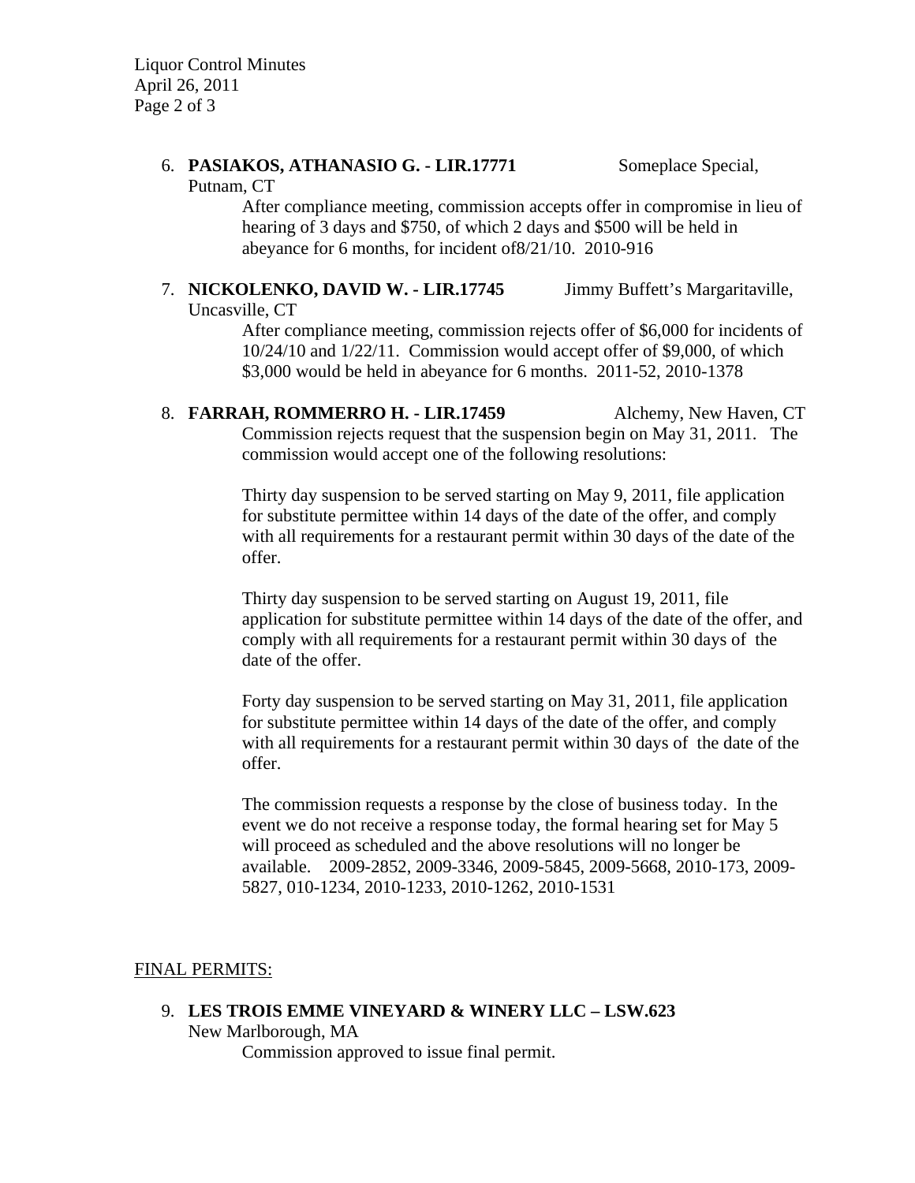6. **PASIAKOS, ATHANASIO G. - LIR.17771** Someplace Special, Putnam, CT

   After compliance meeting, commission accepts offer in compromise in lieu of hearing of 3 days and $750, of which 2 days and $500 will be held in abeyance for 6 months, for incident of8/21/10. 2010-916

7. **NICKOLENKO, DAVID W. - LIR.17745** Jimmy Buffett's Margaritaville, Uncasville, CT

   After compliance meeting, commission rejects offer of $6,000 for incidents of 10/24/10 and 1/22/11. Commission would accept offer of $9,000, of which $3,000 would be held in abeyance for 6 months. 2011-52, 2010-1378

8. **FARRAH, ROMMERRO H. - LIR.17459** Alchemy, New Haven, CT

   Commission rejects request that the suspension begin on May 31, 2011. The commission would accept one of the following resolutions:

   Thirty day suspension to be served starting on May 9, 2011, file application for substitute permittee within 14 days of the date of the offer, and comply with all requirements for a restaurant permit within 30 days of the date of the offer.

   Thirty day suspension to be served starting on August 19, 2011, file application for substitute permittee within 14 days of the date of the offer, and comply with all requirements for a restaurant permit within 30 days of the date of the offer.

   Forty day suspension to be served starting on May 31, 2011, file application for substitute permittee within 14 days of the date of the offer, and comply with all requirements for a restaurant permit within 30 days of the date of the offer.

   The commission requests a response by the close of business today. In the event we do not receive a response today, the formal hearing set for May 5 will proceed as scheduled and the above resolutions will no longer be available. 2009-2852, 2009-3346, 2009-5845, 2009-5668, 2010-173, 2009-5827, 010-1234, 2010-1233, 2010-1262, 2010-1531

FINAL PERMITS:

9. **LES TROIS EMME VINEYARD & WINERY LLC – LSW.623** New Marlborough, MA

   Commission approved to issue final permit.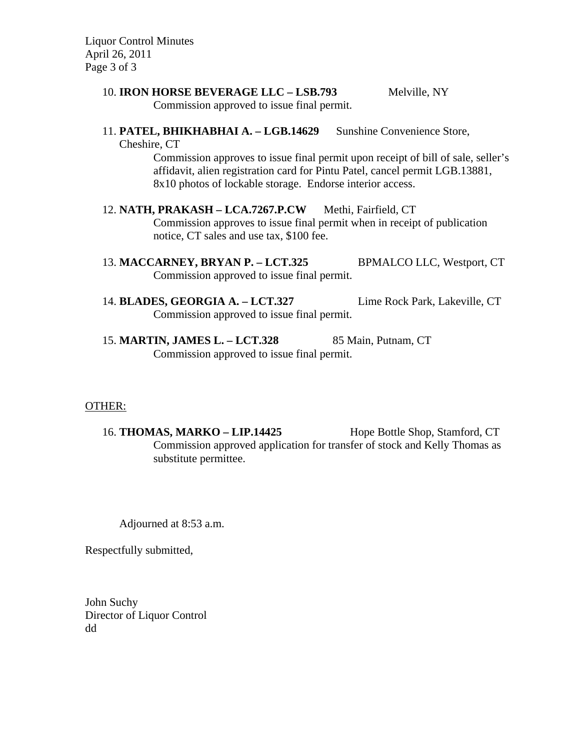10. **IRON HORSE BEVERAGE LLC – LSB.793** Melville, NY
    Commission approved to issue final permit.

11. **PATEL, BHIKHABHAI A. – LGB.14629** Sunshine Convenience Store, Cheshire, CT
    Commission approves to issue final permit upon receipt of bill of sale, seller's affidavit, alien registration card for Pintu Patel, cancel permit LGB.13881, 8x10 photos of lockable storage. Endorse interior access.

12. **NATH, PRAKASH – LCA.7267.P.CW** Methi, Fairfield, CT
    Commission approves to issue final permit when in receipt of publication notice, CT sales and use tax, $100 fee.

13. **MACCARNEY, BRYAN P. – LCT.325** BPMALCO LLC, Westport, CT
    Commission approved to issue final permit.

14. **BLADES, GEORGIA A. – LCT.327** Lime Rock Park, Lakeville, CT
    Commission approved to issue final permit.

15. **MARTIN, JAMES L. – LCT.328** 85 Main, Putnam, CT
    Commission approved to issue final permit.

OTHER:

16. **THOMAS, MARKO – LIP.14425** Hope Bottle Shop, Stamford, CT
    Commission approved application for transfer of stock and Kelly Thomas as substitute permittee.

Adjourned at 8:53 a.m.

Respectfully submitted,

John Suchy
Director of Liquor Control
dd